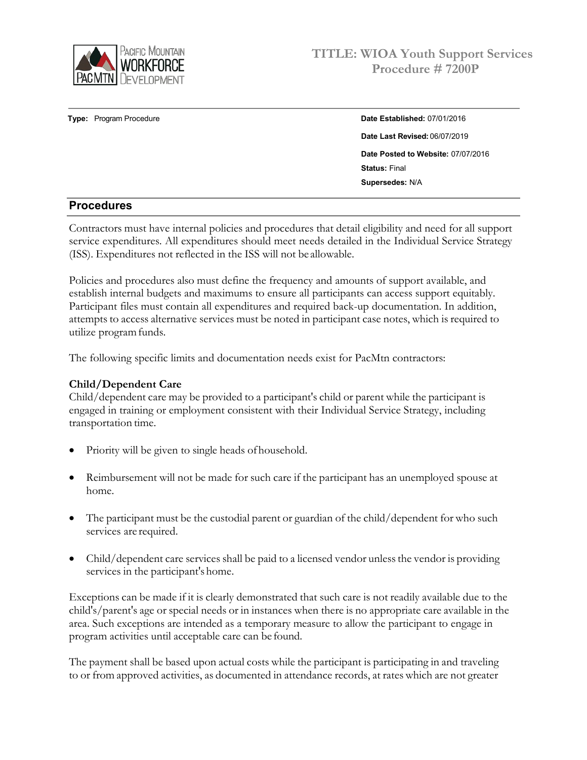# TITLE: WIOA Youth Support Services Procedure # 7200P

**Type:** Program Procedure

**Date Established:** 07/01/2016

**Date Last Revised:** 06/07/2019

**Date Posted to Website:** 07/07/2016

**Status:** Final

**Supersedes:** N/A

## Procedures

Contractors must have internal policies and procedures that detail eligibility and need for all support service expenditures. All expenditures should meet needs detailed in the Individual Service Strategy (ISS). Expenditures not reflected in the ISS will not be allowable.

Policies and procedures also must define the frequency and amounts of support available, and establish internal budgets and maximums to ensure all participants can access support equitably. Participant files must contain all expenditures and required back-up documentation. In addition, attempts to access alternative services must be noted in participant case notes, which is required to utilize program funds.

The following specific limits and documentation needs exist for PacMtn contractors:

**Child/Dependent Care**

Child/dependent care may be provided to a participant's child or parent while the participant is engaged in training or employment consistent with their Individual Service Strategy, including transportation time.

- Priority will be given to single heads of household.
- Reimbursement will not be made for such care if the participant has an unemployed spouse at home.
- The participant must be the custodial parent or guardian of the child/dependent for who such services are required.
- Child/dependent care services shall be paid to a licensed vendor unless the vendor is providing services in the participant's home.

Exceptions can be made if it is clearly demonstrated that such care is not readily available due to the child's/parent's age or special needs or in instances when there is no appropriate care available in the area. Such exceptions are intended as a temporary measure to allow the participant to engage in program activities until acceptable care can be found.

The payment shall be based upon actual costs while the participant is participating in and traveling to or from approved activities, as documented in attendance records, at rates which are not greater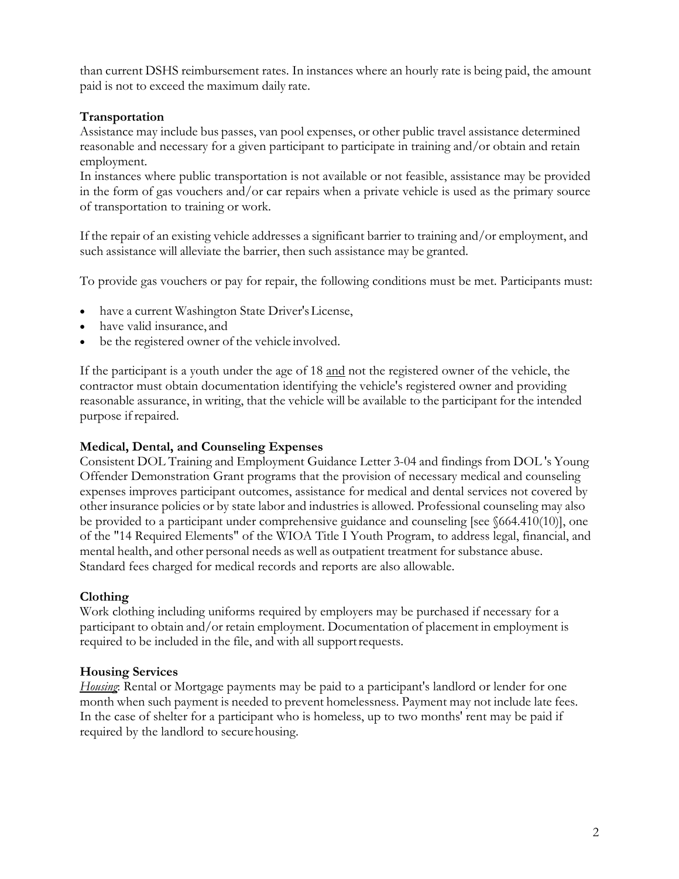than current DSHS reimbursement rates. In instances where an hourly rate is being paid, the amount paid is not to exceed the maximum daily rate.

**Transportation**

Assistance may include bus passes, van pool expenses, or other public travel assistance determined reasonable and necessary for a given participant to participate in training and/or obtain and retain employment.

In instances where public transportation is not available or not feasible, assistance may be provided in the form of gas vouchers and/or car repairs when a private vehicle is used as the primary source of transportation to training or work.

If the repair of an existing vehicle addresses a significant barrier to training and/or employment, and such assistance will alleviate the barrier, then such assistance may be granted.

To provide gas vouchers or pay for repair, the following conditions must be met. Participants must:

- have a current Washington State Driver's License,
- have valid insurance, and
- be the registered owner of the vehicle involved.

If the participant is a youth under the age of 18 <u>and</u> not the registered owner of the vehicle, the contractor must obtain documentation identifying the vehicle's registered owner and providing reasonable assurance, in writing, that the vehicle will be available to the participant for the intended purpose if repaired.

**Medical, Dental, and Counseling Expenses**

Consistent DOL Training and Employment Guidance Letter 3-04 and findings from DOL 's Young Offender Demonstration Grant programs that the provision of necessary medical and counseling expenses improves participant outcomes, assistance for medical and dental services not covered by other insurance policies or by state labor and industries is allowed. Professional counseling may also be provided to a participant under comprehensive guidance and counseling [see §664.410(10)], one of the "14 Required Elements" of the WIOA Title I Youth Program, to address legal, financial, and mental health, and other personal needs as well as outpatient treatment for substance abuse. Standard fees charged for medical records and reports are also allowable.

**Clothing**

Work clothing including uniforms required by employers may be purchased if necessary for a participant to obtain and/or retain employment. Documentation of placement in employment is required to be included in the file, and with all support requests.

**Housing Services**

*<u>Housing</u>*: Rental or Mortgage payments may be paid to a participant's landlord or lender for one month when such payment is needed to prevent homelessness. Payment may not include late fees. In the case of shelter for a participant who is homeless, up to two months' rent may be paid if required by the landlord to secure housing.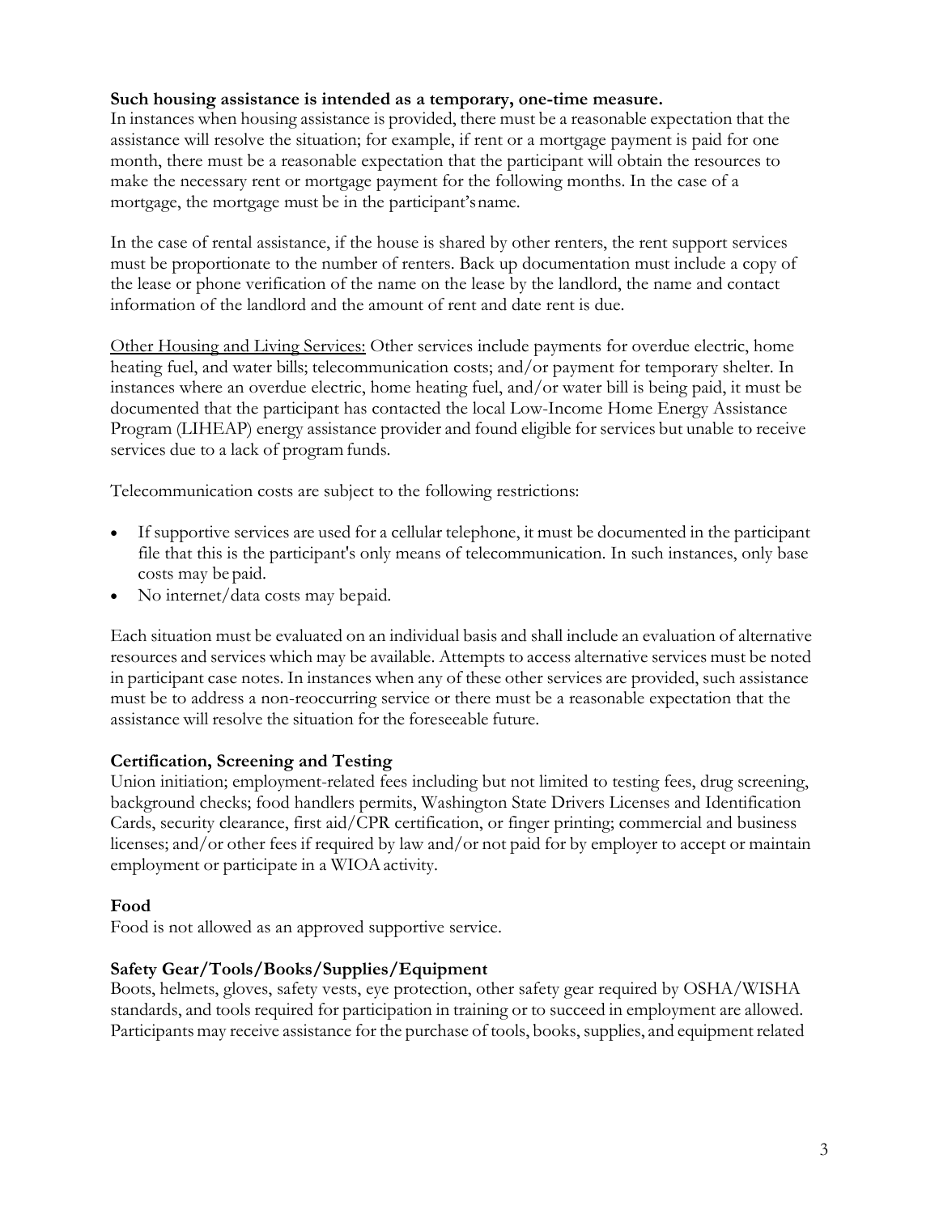**Such housing assistance is intended as a temporary, one-time measure.**
In instances when housing assistance is provided, there must be a reasonable expectation that the assistance will resolve the situation; for example, if rent or a mortgage payment is paid for one month, there must be a reasonable expectation that the participant will obtain the resources to make the necessary rent or mortgage payment for the following months. In the case of a mortgage, the mortgage must be in the participant's name.

In the case of rental assistance, if the house is shared by other renters, the rent support services must be proportionate to the number of renters. Back up documentation must include a copy of the lease or phone verification of the name on the lease by the landlord, the name and contact information of the landlord and the amount of rent and date rent is due.

<u>Other Housing and Living Services:</u> Other services include payments for overdue electric, home heating fuel, and water bills; telecommunication costs; and/or payment for temporary shelter. In instances where an overdue electric, home heating fuel, and/or water bill is being paid, it must be documented that the participant has contacted the local Low-Income Home Energy Assistance Program (LIHEAP) energy assistance provider and found eligible for services but unable to receive services due to a lack of program funds.

Telecommunication costs are subject to the following restrictions:

- If supportive services are used for a cellular telephone, it must be documented in the participant file that this is the participant's only means of telecommunication. In such instances, only base costs may be paid.
- No internet/data costs may be paid.

Each situation must be evaluated on an individual basis and shall include an evaluation of alternative resources and services which may be available. Attempts to access alternative services must be noted in participant case notes. In instances when any of these other services are provided, such assistance must be to address a non-reoccurring service or there must be a reasonable expectation that the assistance will resolve the situation for the foreseeable future.

### Certification, Screening and Testing

Union initiation; employment-related fees including but not limited to testing fees, drug screening, background checks; food handlers permits, Washington State Drivers Licenses and Identification Cards, security clearance, first aid/CPR certification, or finger printing; commercial and business licenses; and/or other fees if required by law and/or not paid for by employer to accept or maintain employment or participate in a WIOA activity.

### Food

Food is not allowed as an approved supportive service.

### Safety Gear/Tools/Books/Supplies/Equipment

Boots, helmets, gloves, safety vests, eye protection, other safety gear required by OSHA/WISHA standards, and tools required for participation in training or to succeed in employment are allowed. Participants may receive assistance for the purchase of tools, books, supplies, and equipment related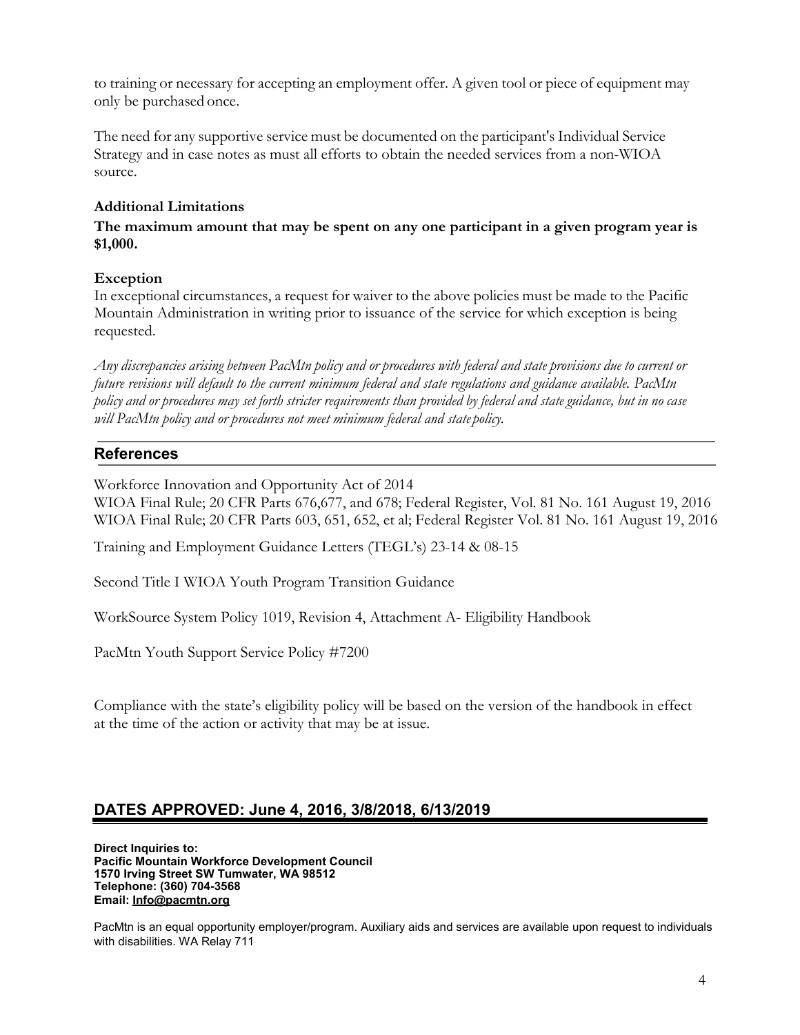to training or necessary for accepting an employment offer. A given tool or piece of equipment may only be purchased once.

The need for any supportive service must be documented on the participant's Individual Service Strategy and in case notes as must all efforts to obtain the needed services from a non-WIOA source.

**Additional Limitations**

**The maximum amount that may be spent on any one participant in a given program year is $1,000.**

**Exception**

In exceptional circumstances, a request for waiver to the above policies must be made to the Pacific Mountain Administration in writing prior to issuance of the service for which exception is being requested.

*Any discrepancies arising between PacMtn policy and or procedures with federal and state provisions due to current or future revisions will default to the current minimum federal and state regulations and guidance available. PacMtn policy and or procedures may set forth stricter requirements than provided by federal and state guidance, but in no case will PacMtn policy and or procedures not meet minimum federal and state policy.*

## References

Workforce Innovation and Opportunity Act of 2014
WIOA Final Rule; 20 CFR Parts 676,677, and 678; Federal Register, Vol. 81 No. 161 August 19, 2016
WIOA Final Rule; 20 CFR Parts 603, 651, 652, et al; Federal Register Vol. 81 No. 161 August 19, 2016

Training and Employment Guidance Letters (TEGL's) 23-14 & 08-15

Second Title I WIOA Youth Program Transition Guidance

WorkSource System Policy 1019, Revision 4, Attachment A- Eligibility Handbook

PacMtn Youth Support Service Policy #7200

Compliance with the state's eligibility policy will be based on the version of the handbook in effect at the time of the action or activity that may be at issue.

## DATES APPROVED: June 4, 2016, 3/8/2018, 6/13/2019

**Direct Inquiries to:**
**Pacific Mountain Workforce Development Council**
**1570 Irving Street SW Tumwater, WA 98512**
**Telephone: (360) 704-3568**
**Email: Info@pacmtn.org**

PacMtn is an equal opportunity employer/program. Auxiliary aids and services are available upon request to individuals with disabilities. WA Relay 711